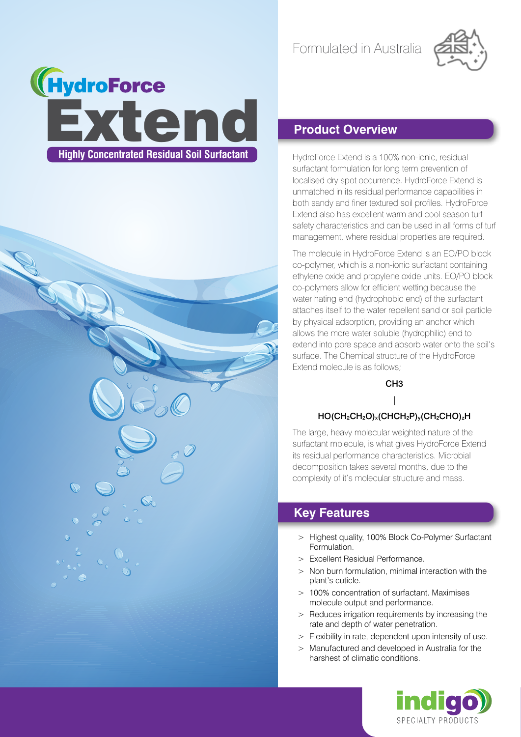# HydroForce Extend

**Highly Concentrated Residual Soil Surfactant**

Formulated in Australia

## Product Overview

HydroForce Extend is a 100% non-ionic, residual surfactant formulation for long term prevention of localised dry spot occurrence. HydroForce Extend is unmatched in its residual performance capabilities in both sandy and finer textured soil profiles. HydroForce Extend also has excellent warm and cool season turf safety characteristics and can be used in all forms of turf management, where residual properties are required.

The molecule in HydroForce Extend is an EO/PO block co-polymer, which is a non-ionic surfactant containing ethylene oxide and propylene oxide units. EO/PO block co-polymers allow for efficient wetting because the water hating end (hydrophobic end) of the surfactant attaches itself to the water repellent sand or soil particle by physical adsorption, providing an anchor which allows the more water soluble (hydrophilic) end to extend into pore space and absorb water onto the soil's surface. The Chemical structure of the HydroForce Extend molecule is as follows;

$$\begin{array}{c} CH3 \\ | \\ HO(CH_2CH_2O)_x(CHCH_2P)_y(CH_2CHO)_zH \end{array}$$

The large, heavy molecular weighted nature of the surfactant molecule, is what gives HydroForce Extend its residual performance characteristics. Microbial decomposition takes several months, due to the complexity of it's molecular structure and mass.

## Key Features

- Highest quality, 100% Block Co-Polymer Surfactant Formulation.
- Excellent Residual Performance.
- Non burn formulation, minimal interaction with the plant's cuticle.
- 100% concentration of surfactant. Maximises molecule output and performance.
- Reduces irrigation requirements by increasing the rate and depth of water penetration.
- Flexibility in rate, dependent upon intensity of use.
- Manufactured and developed in Australia for the harshest of climatic conditions.

indigo SPECIALTY PRODUCTS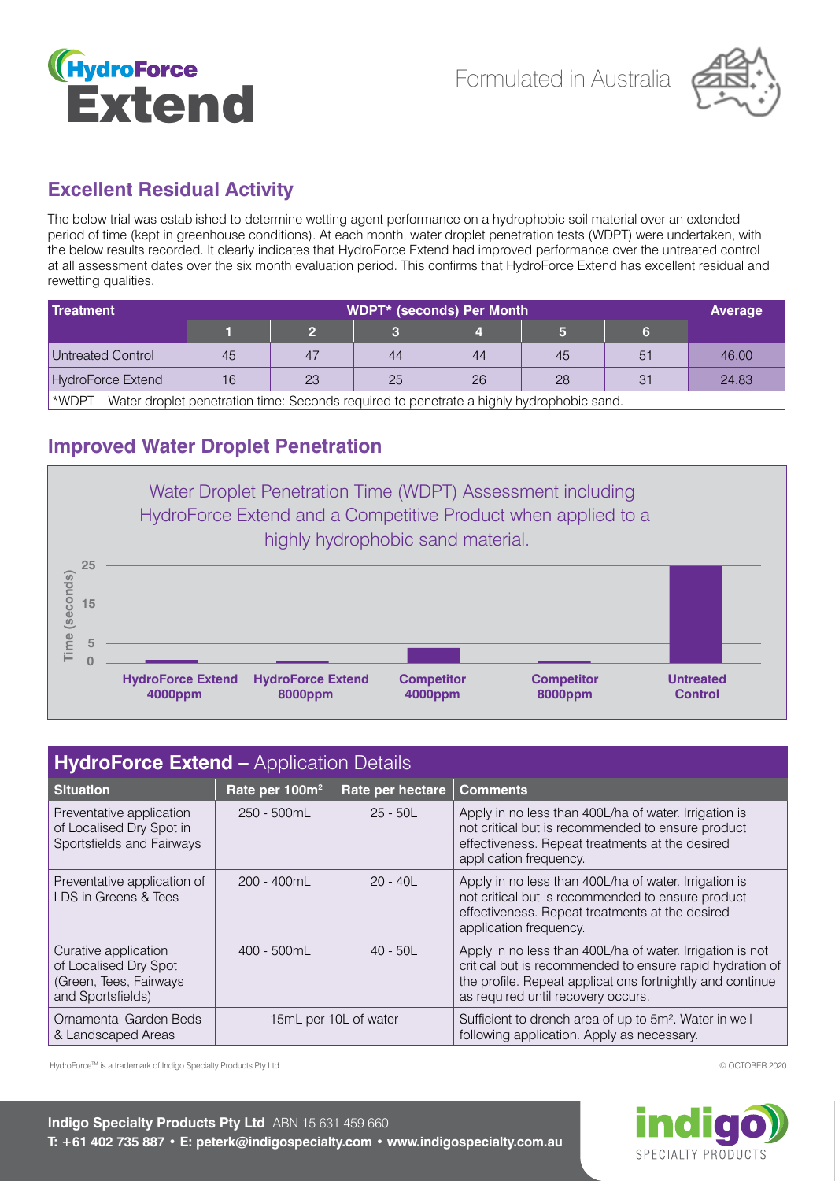# HydroForce Extend

Formulated in Australia

## Excellent Residual Activity

The below trial was established to determine wetting agent performance on a hydrophobic soil material over an extended period of time (kept in greenhouse conditions). At each month, water droplet penetration tests (WDPT) were undertaken, with the below results recorded. It clearly indicates that HydroForce Extend had improved performance over the untreated control at all assessment dates over the six month evaluation period. This confirms that HydroForce Extend has excellent residual and rewetting qualities.

| Treatment | WDPT* (seconds) Per Month | | | | | | Average |
|---|---|---|---|---|---|---|---|
| | 1 | 2 | 3 | 4 | 5 | 6 | |
| Untreated Control | 45 | 47 | 44 | 44 | 45 | 51 | 46.00 |
| HydroForce Extend | 16 | 23 | 25 | 26 | 28 | 31 | 24.83 |

*WDPT – Water droplet penetration time: Seconds required to penetrate a highly hydrophobic sand.

## Improved Water Droplet Penetration

Water Droplet Penetration Time (WDPT) Assessment including HydroForce Extend and a Competitive Product when applied to a highly hydrophobic sand material.

Time (seconds)

25

15

5

0

HydroForce Extend 4000ppm

HydroForce Extend 8000ppm

Competitor 4000ppm

Competitor 8000ppm

Untreated Control

## HydroForce Extend – Application Details

| Situation | Rate per 100m² | Rate per hectare | Comments |
|---|---|---|---|
| Preventative application of Localised Dry Spot in Sportsfields and Fairways | 250 - 500mL | 25 - 50L | Apply in no less than 400L/ha of water. Irrigation is not critical but is recommended to ensure product effectiveness. Repeat treatments at the desired application frequency. |
| Preventative application of LDS in Greens & Tees | 200 - 400mL | 20 - 40L | Apply in no less than 400L/ha of water. Irrigation is not critical but is recommended to ensure product effectiveness. Repeat treatments at the desired application frequency. |
| Curative application of Localised Dry Spot (Green, Tees, Fairways and Sportsfields) | 400 - 500mL | 40 - 50L | Apply in no less than 400L/ha of water. Irrigation is not critical but is recommended to ensure rapid hydration of the profile. Repeat applications fortnightly and continue as required until recovery occurs. |
| Ornamental Garden Beds & Landscaped Areas | 15mL per 10L of water | | Sufficient to drench area of up to 5m². Water in well following application. Apply as necessary. |

HydroForce™ is a trademark of Indigo Specialty Products Pty Ltd

© OCTOBER 2020

**Indigo Specialty Products Pty Ltd** ABN 15 631 459 660
**T: +61 402 735 887 • E: peterk@indigospecialty.com • www.indigospecialty.com.au**

indigo SPECIALTY PRODUCTS